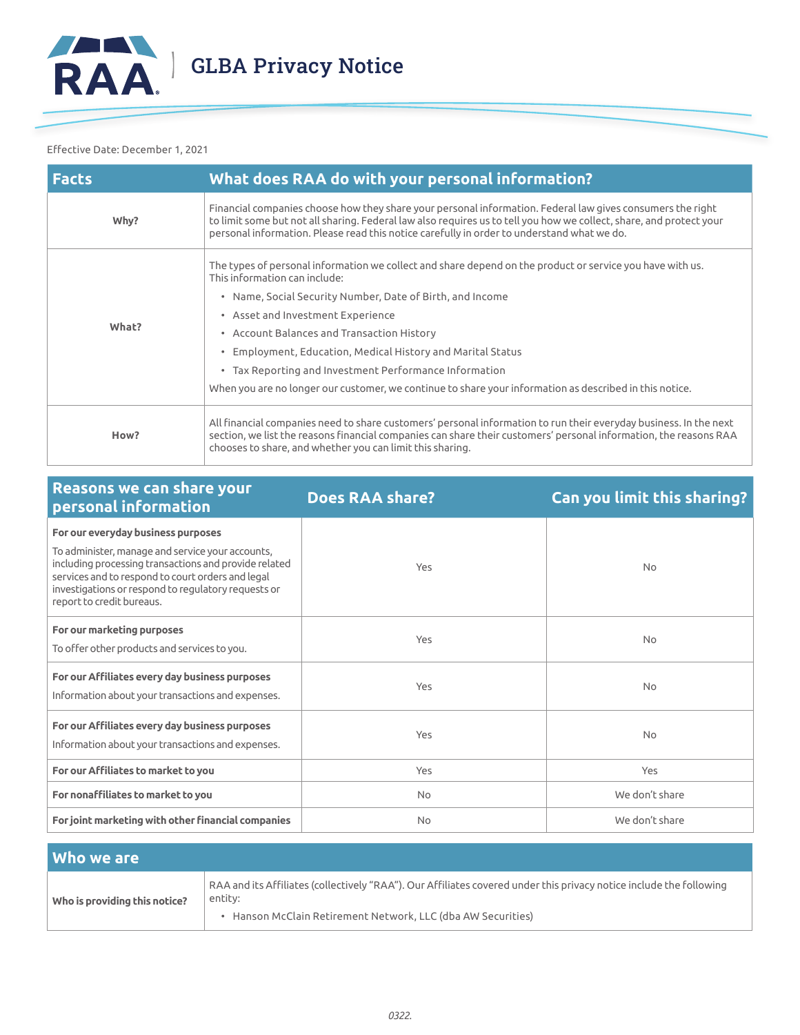# GLBA Privacy Notice

Effective Date: December 1, 2021

| Facts | What does RAA do with your personal information? |
| --- | --- |
| **Why?** | Financial companies choose how they share your personal information. Federal law gives consumers the right to limit some but not all sharing. Federal law also requires us to tell you how we collect, share, and protect your personal information. Please read this notice carefully in order to understand what we do. |
| **What?** | The types of personal information we collect and share depend on the product or service you have with us. This information can include:<br>• Name, Social Security Number, Date of Birth, and Income<br>• Asset and Investment Experience<br>• Account Balances and Transaction History<br>• Employment, Education, Medical History and Marital Status<br>• Tax Reporting and Investment Performance Information<br>When you are no longer our customer, we continue to share your information as described in this notice. |
| **How?** | All financial companies need to share customers' personal information to run their everyday business. In the next section, we list the reasons financial companies can share their customers' personal information, the reasons RAA chooses to share, and whether you can limit this sharing. |

| Reasons we can share your personal information | Does RAA share? | Can you limit this sharing? |
| --- | --- | --- |
| **For our everyday business purposes**<br>To administer, manage and service your accounts, including processing transactions and provide related services and to respond to court orders and legal investigations or respond to regulatory requests or report to credit bureaus. | Yes | No |
| **For our marketing purposes**<br>To offer other products and services to you. | Yes | No |
| **For our Affiliates every day business purposes**<br>Information about your transactions and expenses. | Yes | No |
| **For our Affiliates every day business purposes**<br>Information about your transactions and expenses. | Yes | No |
| **For our Affiliates to market to you** | Yes | Yes |
| **For nonaffiliates to market to you** | No | We don't share |
| **For joint marketing with other financial companies** | No | We don't share |

| Who we are | |
| --- | --- |
| **Who is providing this notice?** | RAA and its Affiliates (collectively "RAA"). Our Affiliates covered under this privacy notice include the following entity:<br>• Hanson McClain Retirement Network, LLC (dba AW Securities) |

*0322.*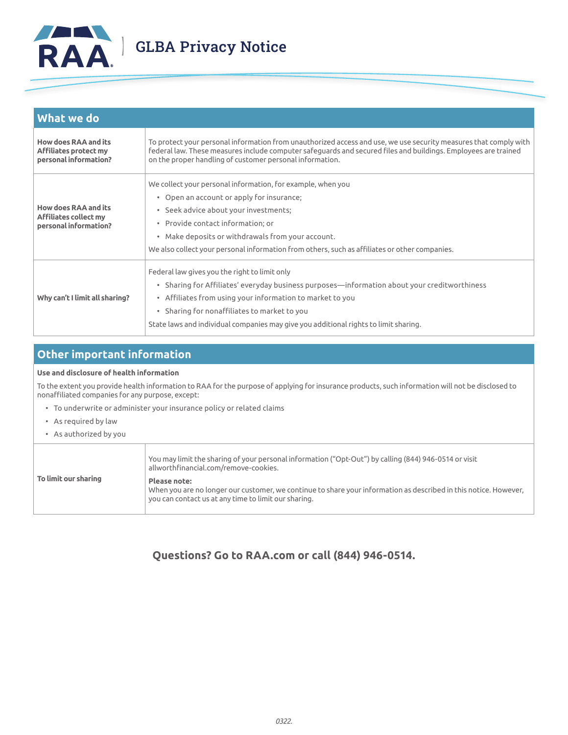# GLBA Privacy Notice

## What we do

| | |
|---|---|
| **How does RAA and its Affiliates protect my personal information?** | To protect your personal information from unauthorized access and use, we use security measures that comply with federal law. These measures include computer safeguards and secured files and buildings. Employees are trained on the proper handling of customer personal information. |
| **How does RAA and its Affiliates collect my personal information?** | We collect your personal information, for example, when you<br>• Open an account or apply for insurance;<br>• Seek advice about your investments;<br>• Provide contact information; or<br>• Make deposits or withdrawals from your account.<br>We also collect your personal information from others, such as affiliates or other companies. |
| **Why can't I limit all sharing?** | Federal law gives you the right to limit only<br>• Sharing for Affiliates' everyday business purposes—information about your creditworthiness<br>• Affiliates from using your information to market to you<br>• Sharing for nonaffiliates to market to you<br>State laws and individual companies may give you additional rights to limit sharing. |

## Other important information

**Use and disclosure of health information**

To the extent you provide health information to RAA for the purpose of applying for insurance products, such information will not be disclosed to nonaffiliated companies for any purpose, except:

- To underwrite or administer your insurance policy or related claims
- As required by law
- As authorized by you

| | |
|---|---|
| **To limit our sharing** | You may limit the sharing of your personal information ("Opt-Out") by calling (844) 946-0514 or visit allworthfinancial.com/remove-cookies.<br>**Please note:**<br>When you are no longer our customer, we continue to share your information as described in this notice. However, you can contact us at any time to limit our sharing. |

**Questions? Go to RAA.com or call (844) 946-0514.**

*0322.*